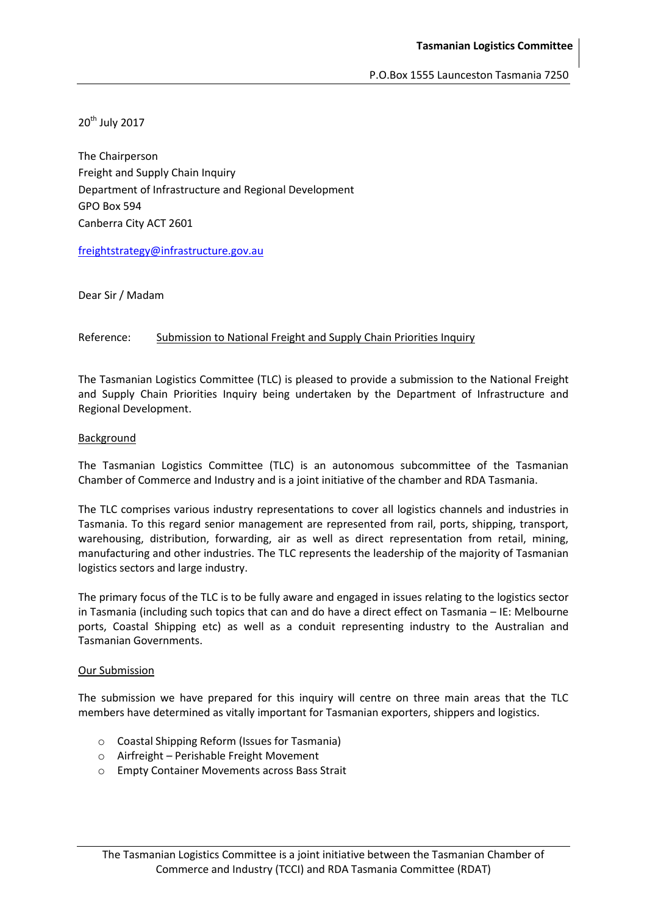**Tasmanian Logistics Committee**

P.O.Box 1555 Launceston Tasmania 7250

20th July 2017

The Chairperson
Freight and Supply Chain Inquiry
Department of Infrastructure and Regional Development
GPO Box 594
Canberra City ACT 2601

freightstrategy@infrastructure.gov.au

Dear Sir / Madam

Reference: Submission to National Freight and Supply Chain Priorities Inquiry

The Tasmanian Logistics Committee (TLC) is pleased to provide a submission to the National Freight and Supply Chain Priorities Inquiry being undertaken by the Department of Infrastructure and Regional Development.

## Background

The Tasmanian Logistics Committee (TLC) is an autonomous subcommittee of the Tasmanian Chamber of Commerce and Industry and is a joint initiative of the chamber and RDA Tasmania.

The TLC comprises various industry representations to cover all logistics channels and industries in Tasmania. To this regard senior management are represented from rail, ports, shipping, transport, warehousing, distribution, forwarding, air as well as direct representation from retail, mining, manufacturing and other industries. The TLC represents the leadership of the majority of Tasmanian logistics sectors and large industry.

The primary focus of the TLC is to be fully aware and engaged in issues relating to the logistics sector in Tasmania (including such topics that can and do have a direct effect on Tasmania – IE: Melbourne ports, Coastal Shipping etc) as well as a conduit representing industry to the Australian and Tasmanian Governments.

## Our Submission

The submission we have prepared for this inquiry will centre on three main areas that the TLC members have determined as vitally important for Tasmanian exporters, shippers and logistics.

- Coastal Shipping Reform (Issues for Tasmania)
- Airfreight – Perishable Freight Movement
- Empty Container Movements across Bass Strait

The Tasmanian Logistics Committee is a joint initiative between the Tasmanian Chamber of Commerce and Industry (TCCI) and RDA Tasmania Committee (RDAT)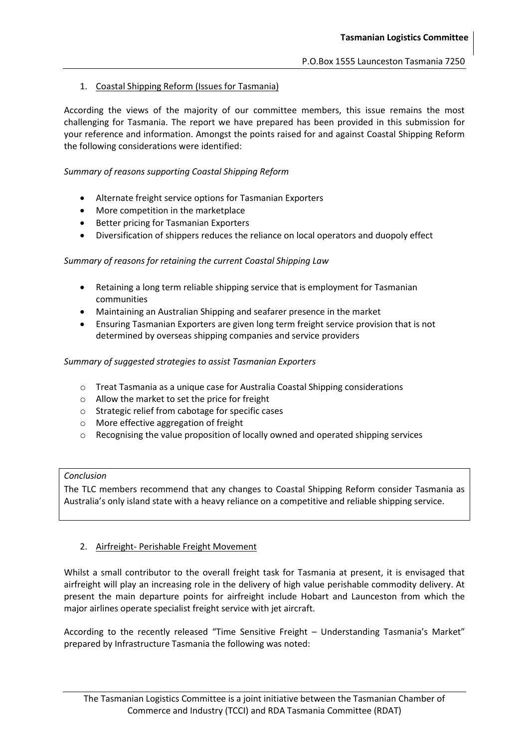1. <u>Coastal Shipping Reform (Issues for Tasmania)</u>

According the views of the majority of our committee members, this issue remains the most challenging for Tasmania. The report we have prepared has been provided in this submission for your reference and information. Amongst the points raised for and against Coastal Shipping Reform the following considerations were identified:

*Summary of reasons supporting Coastal Shipping Reform*

- Alternate freight service options for Tasmanian Exporters
- More competition in the marketplace
- Better pricing for Tasmanian Exporters
- Diversification of shippers reduces the reliance on local operators and duopoly effect

*Summary of reasons for retaining the current Coastal Shipping Law*

- Retaining a long term reliable shipping service that is employment for Tasmanian communities
- Maintaining an Australian Shipping and seafarer presence in the market
- Ensuring Tasmanian Exporters are given long term freight service provision that is not determined by overseas shipping companies and service providers

*Summary of suggested strategies to assist Tasmanian Exporters*

- Treat Tasmania as a unique case for Australia Coastal Shipping considerations
- Allow the market to set the price for freight
- Strategic relief from cabotage for specific cases
- More effective aggregation of freight
- Recognising the value proposition of locally owned and operated shipping services

*Conclusion*

The TLC members recommend that any changes to Coastal Shipping Reform consider Tasmania as Australia's only island state with a heavy reliance on a competitive and reliable shipping service.

2. <u>Airfreight- Perishable Freight Movement</u>

Whilst a small contributor to the overall freight task for Tasmania at present, it is envisaged that airfreight will play an increasing role in the delivery of high value perishable commodity delivery. At present the main departure points for airfreight include Hobart and Launceston from which the major airlines operate specialist freight service with jet aircraft.

According to the recently released "Time Sensitive Freight – Understanding Tasmania's Market" prepared by Infrastructure Tasmania the following was noted: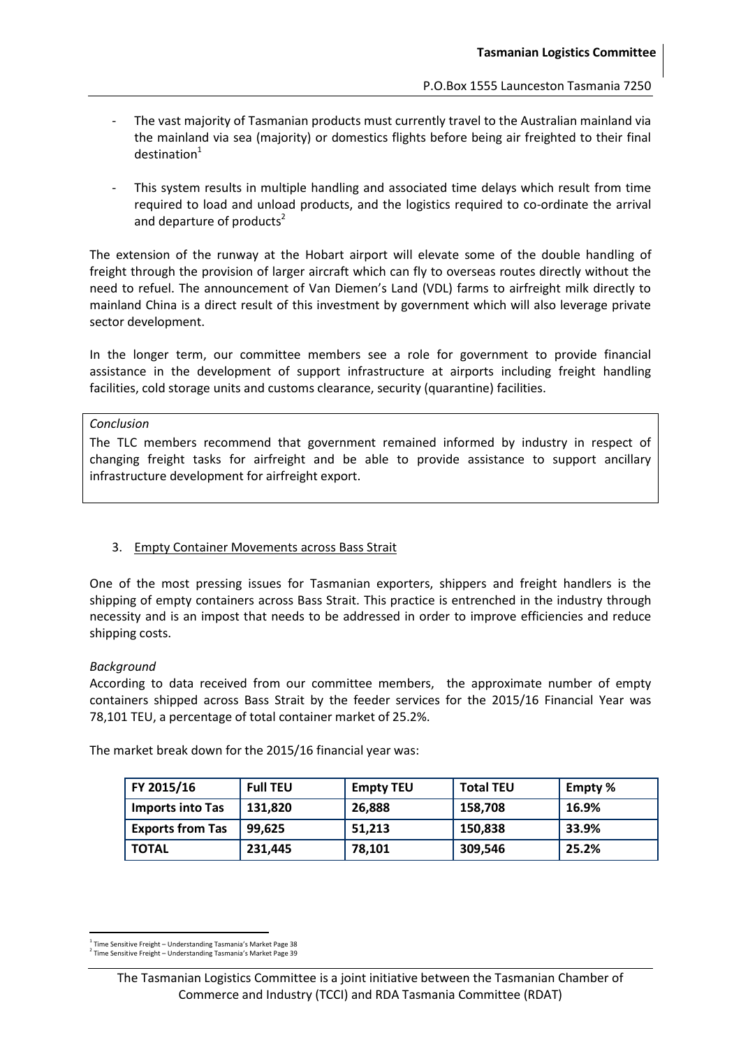- The vast majority of Tasmanian products must currently travel to the Australian mainland via the mainland via sea (majority) or domestics flights before being air freighted to their final destination[1]
- This system results in multiple handling and associated time delays which result from time required to load and unload products, and the logistics required to co-ordinate the arrival and departure of products[2]

The extension of the runway at the Hobart airport will elevate some of the double handling of freight through the provision of larger aircraft which can fly to overseas routes directly without the need to refuel. The announcement of Van Diemen's Land (VDL) farms to airfreight milk directly to mainland China is a direct result of this investment by government which will also leverage private sector development.

In the longer term, our committee members see a role for government to provide financial assistance in the development of support infrastructure at airports including freight handling facilities, cold storage units and customs clearance, security (quarantine) facilities.

*Conclusion*

The TLC members recommend that government remained informed by industry in respect of changing freight tasks for airfreight and be able to provide assistance to support ancillary infrastructure development for airfreight export.

3. Empty Container Movements across Bass Strait

One of the most pressing issues for Tasmanian exporters, shippers and freight handlers is the shipping of empty containers across Bass Strait. This practice is entrenched in the industry through necessity and is an impost that needs to be addressed in order to improve efficiencies and reduce shipping costs.

*Background*

According to data received from our committee members, the approximate number of empty containers shipped across Bass Strait by the feeder services for the 2015/16 Financial Year was 78,101 TEU, a percentage of total container market of 25.2%.

The market break down for the 2015/16 financial year was:

| FY 2015/16 | Full TEU | Empty TEU | Total TEU | Empty % |
|---|---|---|---|---|
| **Imports into Tas** | **131,820** | **26,888** | **158,708** | **16.9%** |
| **Exports from Tas** | **99,625** | **51,213** | **150,838** | **33.9%** |
| **TOTAL** | **231,445** | **78,101** | **309,546** | **25.2%** |

[1] Time Sensitive Freight – Understanding Tasmania's Market Page 38

[2] Time Sensitive Freight – Understanding Tasmania's Market Page 39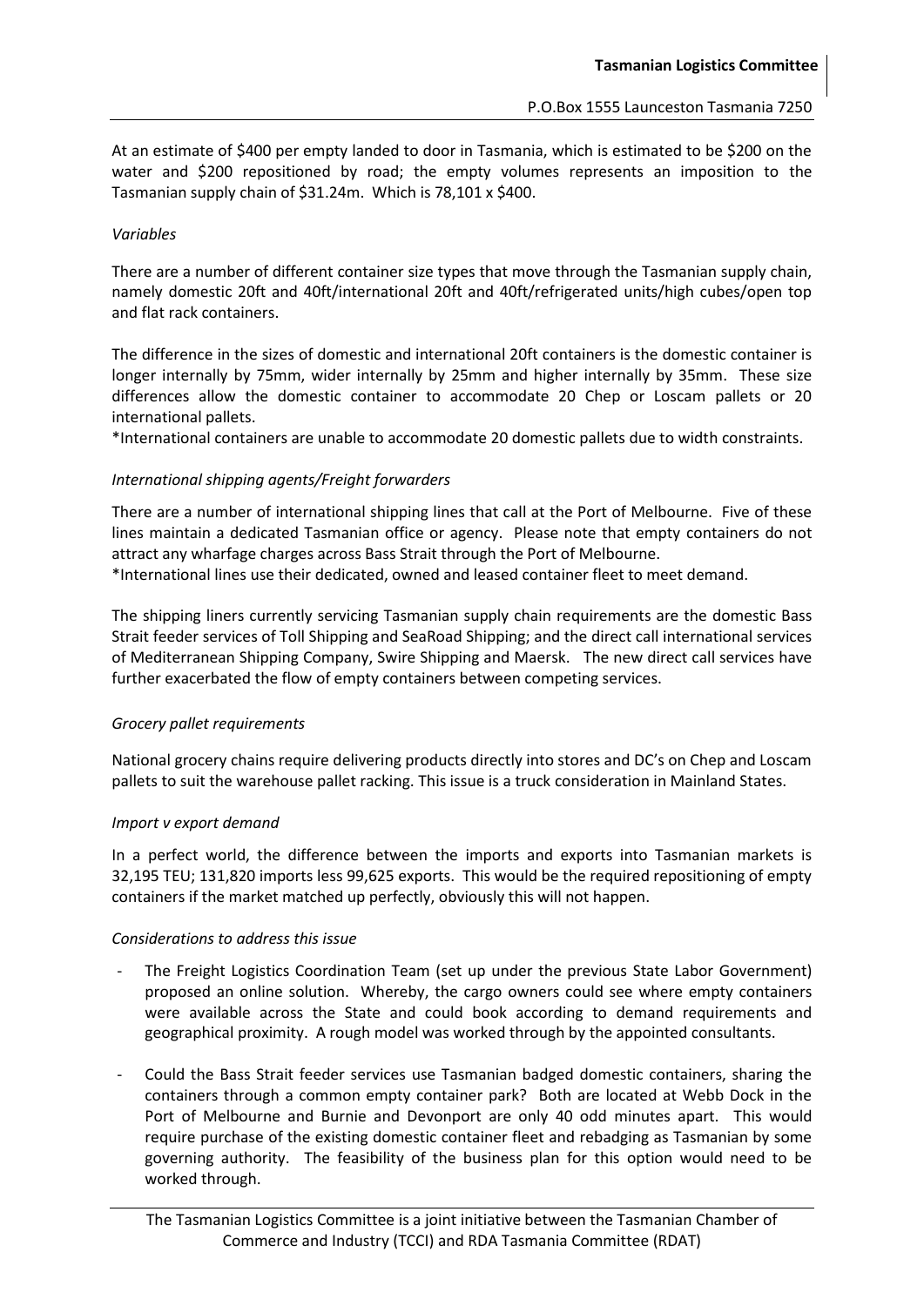At an estimate of $400 per empty landed to door in Tasmania, which is estimated to be $200 on the water and $200 repositioned by road; the empty volumes represents an imposition to the Tasmanian supply chain of $31.24m. Which is 78,101 x $400.

*Variables*

There are a number of different container size types that move through the Tasmanian supply chain, namely domestic 20ft and 40ft/international 20ft and 40ft/refrigerated units/high cubes/open top and flat rack containers.

The difference in the sizes of domestic and international 20ft containers is the domestic container is longer internally by 75mm, wider internally by 25mm and higher internally by 35mm. These size differences allow the domestic container to accommodate 20 Chep or Loscam pallets or 20 international pallets.

*International containers are unable to accommodate 20 domestic pallets due to width constraints.

*International shipping agents/Freight forwarders*

There are a number of international shipping lines that call at the Port of Melbourne. Five of these lines maintain a dedicated Tasmanian office or agency. Please note that empty containers do not attract any wharfage charges across Bass Strait through the Port of Melbourne.

*International lines use their dedicated, owned and leased container fleet to meet demand.

The shipping liners currently servicing Tasmanian supply chain requirements are the domestic Bass Strait feeder services of Toll Shipping and SeaRoad Shipping; and the direct call international services of Mediterranean Shipping Company, Swire Shipping and Maersk. The new direct call services have further exacerbated the flow of empty containers between competing services.

*Grocery pallet requirements*

National grocery chains require delivering products directly into stores and DC's on Chep and Loscam pallets to suit the warehouse pallet racking. This issue is a truck consideration in Mainland States.

*Import v export demand*

In a perfect world, the difference between the imports and exports into Tasmanian markets is 32,195 TEU; 131,820 imports less 99,625 exports. This would be the required repositioning of empty containers if the market matched up perfectly, obviously this will not happen.

*Considerations to address this issue*

- The Freight Logistics Coordination Team (set up under the previous State Labor Government) proposed an online solution. Whereby, the cargo owners could see where empty containers were available across the State and could book according to demand requirements and geographical proximity. A rough model was worked through by the appointed consultants.
- Could the Bass Strait feeder services use Tasmanian badged domestic containers, sharing the containers through a common empty container park? Both are located at Webb Dock in the Port of Melbourne and Burnie and Devonport are only 40 odd minutes apart. This would require purchase of the existing domestic container fleet and rebadging as Tasmanian by some governing authority. The feasibility of the business plan for this option would need to be worked through.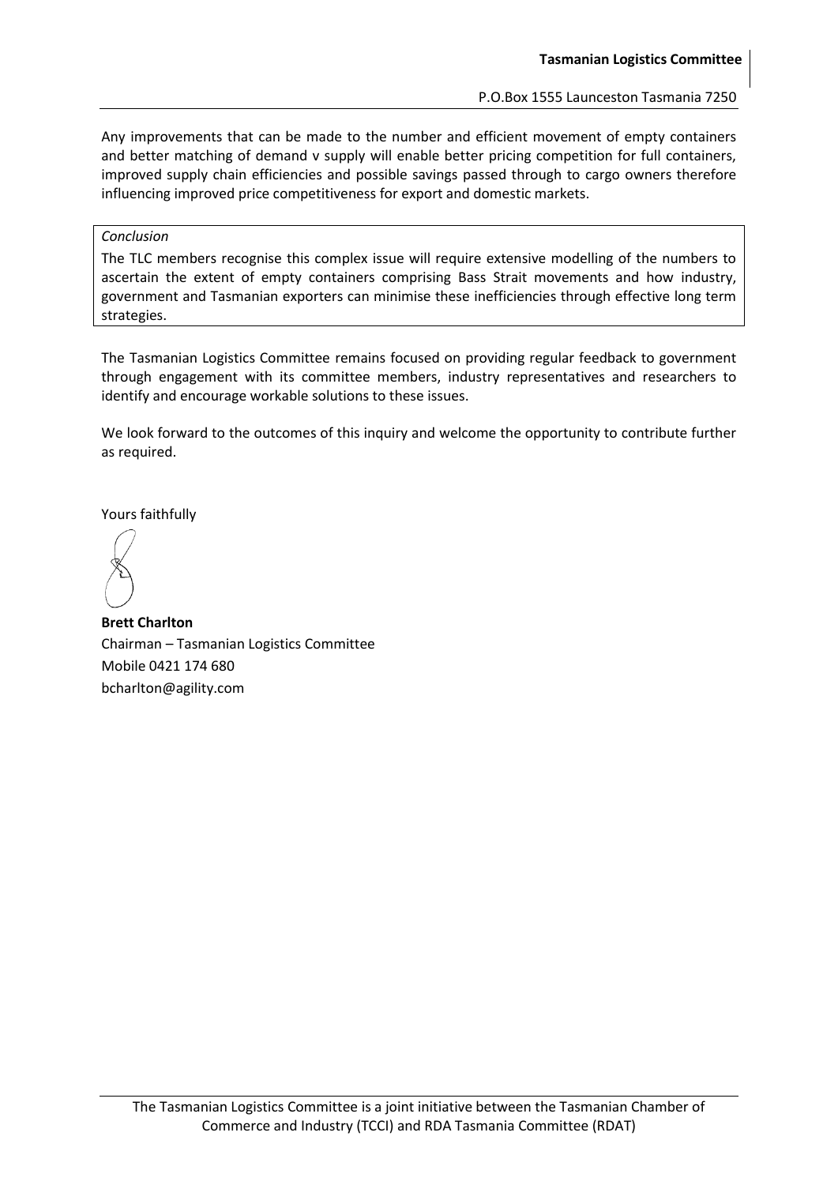Any improvements that can be made to the number and efficient movement of empty containers and better matching of demand v supply will enable better pricing competition for full containers, improved supply chain efficiencies and possible savings passed through to cargo owners therefore influencing improved price competitiveness for export and domestic markets.

*Conclusion*

The TLC members recognise this complex issue will require extensive modelling of the numbers to ascertain the extent of empty containers comprising Bass Strait movements and how industry, government and Tasmanian exporters can minimise these inefficiencies through effective long term strategies.

The Tasmanian Logistics Committee remains focused on providing regular feedback to government through engagement with its committee members, industry representatives and researchers to identify and encourage workable solutions to these issues.

We look forward to the outcomes of this inquiry and welcome the opportunity to contribute further as required.

Yours faithfully

**Brett Charlton**
Chairman – Tasmanian Logistics Committee
Mobile 0421 174 680
bcharlton@agility.com

The Tasmanian Logistics Committee is a joint initiative between the Tasmanian Chamber of Commerce and Industry (TCCI) and RDA Tasmania Committee (RDAT)